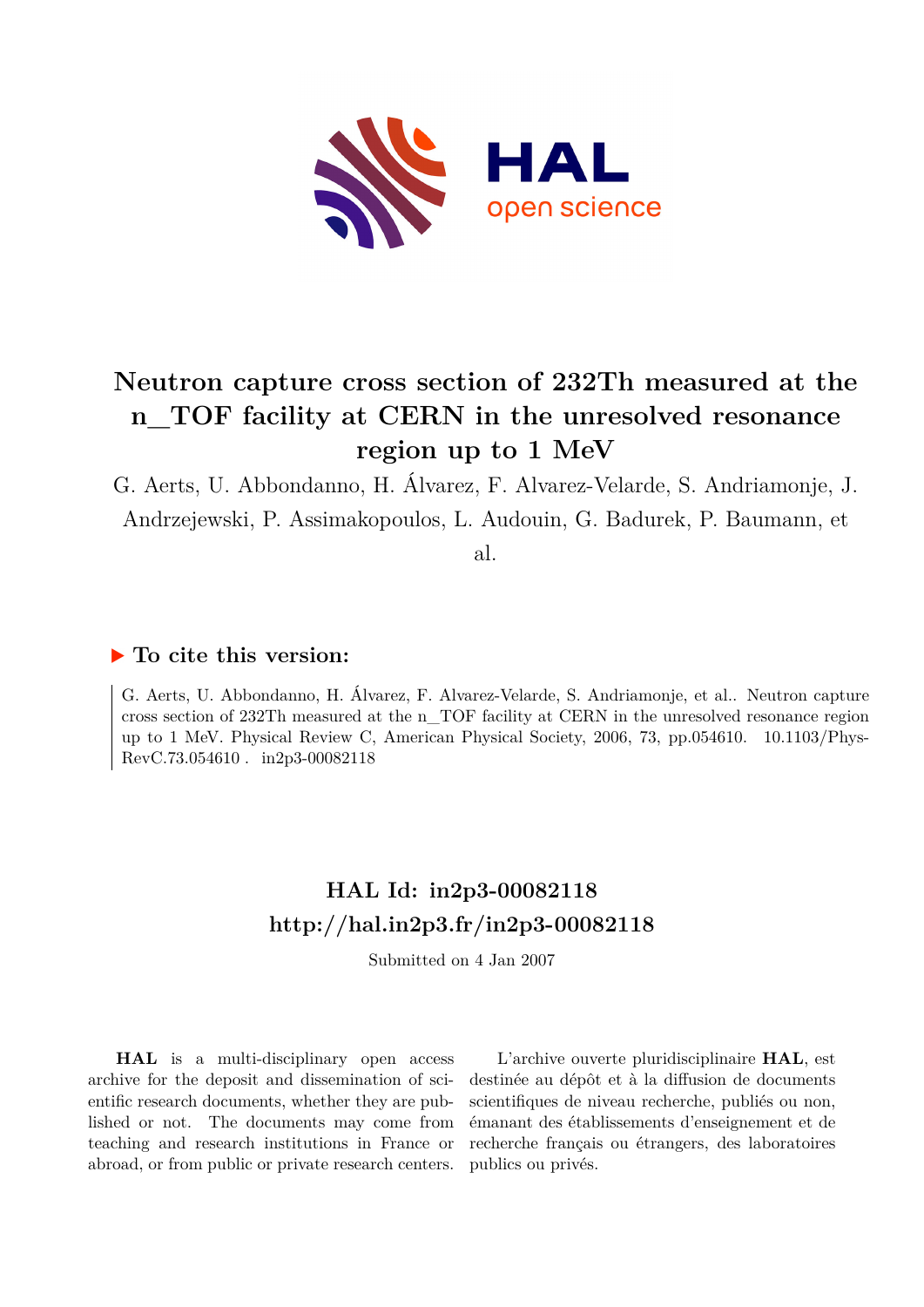# Neutron capture cross section of 232Th measured at the n_TOF facility at CERN in the unresolved resonance region up to 1 MeV

G. Aerts, U. Abbondanno, H. Álvarez, F. Alvarez-Velarde, S. Andriamonje, J. Andrzejewski, P. Assimakopoulos, L. Audouin, G. Badurek, P. Baumann, et al.

## ▶ To cite this version:

G. Aerts, U. Abbondanno, H. Álvarez, F. Alvarez-Velarde, S. Andriamonje, et al.. Neutron capture cross section of 232Th measured at the n_TOF facility at CERN in the unresolved resonance region up to 1 MeV. Physical Review C, American Physical Society, 2006, 73, pp.054610. 10.1103/PhysRevC.73.054610 . in2p3-00082118

## HAL Id: in2p3-00082118
## http://hal.in2p3.fr/in2p3-00082118

Submitted on 4 Jan 2007

**HAL** is a multi-disciplinary open access archive for the deposit and dissemination of scientific research documents, whether they are published or not. The documents may come from teaching and research institutions in France or abroad, or from public or private research centers.

L'archive ouverte pluridisciplinaire **HAL**, est destinée au dépôt et à la diffusion de documents scientifiques de niveau recherche, publiés ou non, émanant des établissements d'enseignement et de recherche français ou étrangers, des laboratoires publics ou privés.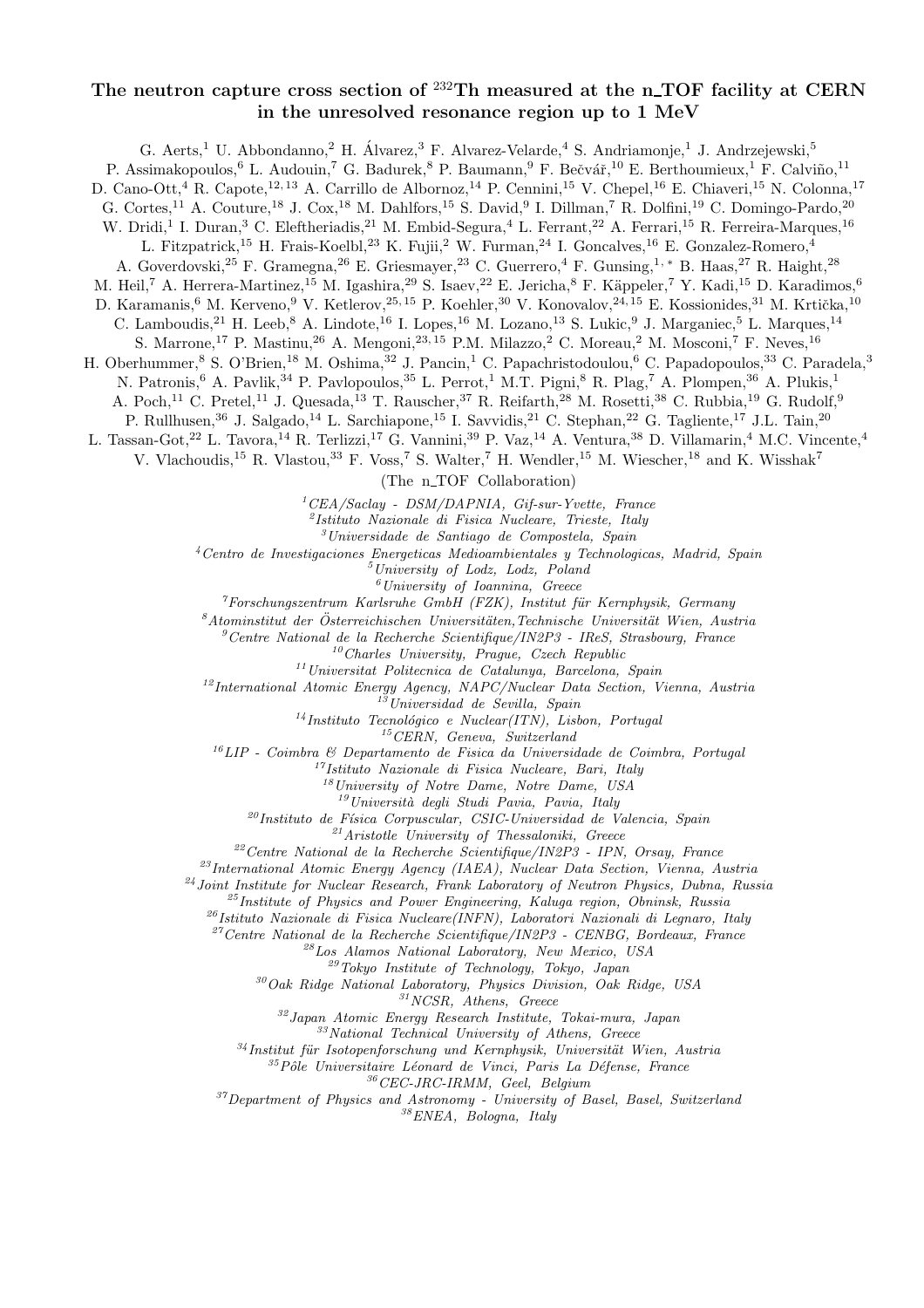# The neutron capture cross section of $^{232}$Th measured at the n_TOF facility at CERN in the unresolved resonance region up to 1 MeV

G. Aerts,[1] U. Abbondanno,[2] H. Álvarez,[3] F. Alvarez-Velarde,[4] S. Andriamonje,[1] J. Andrzejewski,[5] P. Assimakopoulos,[6] L. Audouin,[7] G. Badurek,[8] P. Baumann,[9] F. Bečvář,[10] E. Berthoumieux,[1] F. Calviño,[11] D. Cano-Ott,[4] R. Capote,[12,13] A. Carrillo de Albornoz,[14] P. Cennini,[15] V. Chepel,[16] E. Chiaveri,[15] N. Colonna,[17] G. Cortes,[11] A. Couture,[18] J. Cox,[18] M. Dahlfors,[15] S. David,[9] I. Dillman,[7] R. Dolfini,[19] C. Domingo-Pardo,[20] W. Dridi,[1] I. Duran,[3] C. Eleftheriadis,[21] M. Embid-Segura,[4] L. Ferrant,[22] A. Ferrari,[15] R. Ferreira-Marques,[16] L. Fitzpatrick,[15] H. Frais-Koelbl,[23] K. Fujii,[2] W. Furman,[24] I. Goncalves,[16] E. Gonzalez-Romero,[4] A. Goverdovski,[25] F. Gramegna,[26] E. Griesmayer,[23] C. Guerrero,[4] F. Gunsing,[1,*] B. Haas,[27] R. Haight,[28] M. Heil,[7] A. Herrera-Martinez,[15] M. Igashira,[29] S. Isaev,[22] E. Jericha,[8] F. Käppeler,[7] Y. Kadi,[15] D. Karadimos,[6] D. Karamanis,[6] M. Kerveno,[9] V. Ketlerov,[25,15] P. Koehler,[30] V. Konovalov,[24,15] E. Kossionides,[31] M. Krtička,[10] C. Lamboudis,[21] H. Leeb,[8] A. Lindote,[16] I. Lopes,[16] M. Lozano,[13] S. Lukic,[9] J. Marganiec,[5] L. Marques,[14] S. Marrone,[17] P. Mastinu,[26] A. Mengoni,[23,15] P.M. Milazzo,[2] C. Moreau,[2] M. Mosconi,[7] F. Neves,[16] H. Oberhummer,[8] S. O'Brien,[18] M. Oshima,[32] J. Pancin,[1] C. Papachristodoulou,[6] C. Papadopoulos,[33] C. Paradela,[3] N. Patronis,[6] A. Pavlik,[34] P. Pavlopoulos,[35] L. Perrot,[1] M.T. Pigni,[8] R. Plag,[7] A. Plompen,[36] A. Plukis,[1] A. Poch,[11] C. Pretel,[11] J. Quesada,[13] T. Rauscher,[37] R. Reifarth,[28] M. Rosetti,[38] C. Rubbia,[19] G. Rudolf,[9] P. Rullhusen,[36] J. Salgado,[14] L. Sarchiapone,[15] I. Savvidis,[21] C. Stephan,[22] G. Tagliente,[17] J.L. Tain,[20] L. Tassan-Got,[22] L. Tavora,[14] R. Terlizzi,[17] G. Vannini,[39] P. Vaz,[14] A. Ventura,[38] D. Villamarin,[4] M.C. Vincente,[4] V. Vlachoudis,[15] R. Vlastou,[33] F. Voss,[7] S. Walter,[7] H. Wendler,[15] M. Wiescher,[18] and K. Wisshak[7]

(The n_TOF Collaboration)

[1] *CEA/Saclay - DSM/DAPNIA, Gif-sur-Yvette, France*
[2] *Istituto Nazionale di Fisica Nucleare, Trieste, Italy*
[3] *Universidade de Santiago de Compostela, Spain*
[4] *Centro de Investigaciones Energeticas Medioambientales y Technologicas, Madrid, Spain*
[5] *University of Lodz, Lodz, Poland*
[6] *University of Ioannina, Greece*
[7] *Forschungszentrum Karlsruhe GmbH (FZK), Institut für Kernphysik, Germany*
[8] *Atominstitut der Österreichischen Universitäten,Technische Universität Wien, Austria*
[9] *Centre National de la Recherche Scientifique/IN2P3 - IReS, Strasbourg, France*
[10] *Charles University, Prague, Czech Republic*
[11] *Universitat Politecnica de Catalunya, Barcelona, Spain*
[12] *International Atomic Energy Agency, NAPC/Nuclear Data Section, Vienna, Austria*
[13] *Universidad de Sevilla, Spain*
[14] *Instituto Tecnológico e Nuclear(ITN), Lisbon, Portugal*
[15] *CERN, Geneva, Switzerland*
[16] *LIP - Coimbra & Departamento de Fisica da Universidade de Coimbra, Portugal*
[17] *Istituto Nazionale di Fisica Nucleare, Bari, Italy*
[18] *University of Notre Dame, Notre Dame, USA*
[19] *Università degli Studi Pavia, Pavia, Italy*
[20] *Instituto de Física Corpuscular, CSIC-Universidad de Valencia, Spain*
[21] *Aristotle University of Thessaloniki, Greece*
[22] *Centre National de la Recherche Scientifique/IN2P3 - IPN, Orsay, France*
[23] *International Atomic Energy Agency (IAEA), Nuclear Data Section, Vienna, Austria*
[24] *Joint Institute for Nuclear Research, Frank Laboratory of Neutron Physics, Dubna, Russia*
[25] *Institute of Physics and Power Engineering, Kaluga region, Obninsk, Russia*
[26] *Istituto Nazionale di Fisica Nucleare(INFN), Laboratori Nazionali di Legnaro, Italy*
[27] *Centre National de la Recherche Scientifique/IN2P3 - CENBG, Bordeaux, France*
[28] *Los Alamos National Laboratory, New Mexico, USA*
[29] *Tokyo Institute of Technology, Tokyo, Japan*
[30] *Oak Ridge National Laboratory, Physics Division, Oak Ridge, USA*
[31] *NCSR, Athens, Greece*
[32] *Japan Atomic Energy Research Institute, Tokai-mura, Japan*
[33] *National Technical University of Athens, Greece*
[34] *Institut für Isotopenforschung und Kernphysik, Universität Wien, Austria*
[35] *Pôle Universitaire Léonard de Vinci, Paris La Défense, France*
[36] *CEC-JRC-IRMM, Geel, Belgium*
[37] *Department of Physics and Astronomy - University of Basel, Basel, Switzerland*
[38] *ENEA, Bologna, Italy*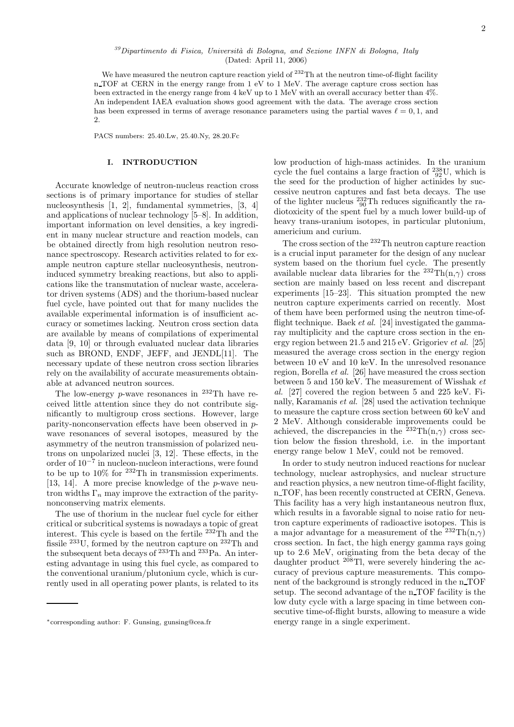[39] Dipartimento di Fisica, Università di Bologna, and Sezione INFN di Bologna, Italy
(Dated: April 11, 2006)

We have measured the neutron capture reaction yield of $^{232}$Th at the neutron time-of-flight facility n_TOF at CERN in the energy range from 1 eV to 1 MeV. The average capture cross section has been extracted in the energy range from 4 keV up to 1 MeV with an overall accuracy better than 4%. An independent IAEA evaluation shows good agreement with the data. The average cross section has been expressed in terms of average resonance parameters using the partial waves $\ell = 0, 1$, and 2.

PACS numbers: 25.40.Lw, 25.40.Ny, 28.20.Fc

## I. INTRODUCTION

Accurate knowledge of neutron-nucleus reaction cross sections is of primary importance for studies of stellar nucleosynthesis [1, 2], fundamental symmetries, [3, 4] and applications of nuclear technology [5–8]. In addition, important information on level densities, a key ingredient in many nuclear structure and reaction models, can be obtained directly from high resolution neutron resonance spectroscopy. Research activities related to for example neutron capture stellar nucleosynthesis, neutron-induced symmetry breaking reactions, but also to applications like the transmutation of nuclear waste, accelerator driven systems (ADS) and the thorium-based nuclear fuel cycle, have pointed out that for many nuclides the available experimental information is of insufficient accuracy or sometimes lacking. Neutron cross section data are available by means of compilations of experimental data [9, 10] or through evaluated nuclear data libraries such as BROND, ENDF, JEFF, and JENDL[11]. The necessary update of these neutron cross section libraries rely on the availability of accurate measurements obtainable at advanced neutron sources.

The low-energy $p$-wave resonances in $^{232}$Th have received little attention since they do not contribute significantly to multigroup cross sections. However, large parity-nonconservation effects have been observed in $p$-wave resonances of several isotopes, measured by the asymmetry of the neutron transmission of polarized neutrons on unpolarized nuclei [3, 12]. These effects, in the order of $10^{-7}$ in nucleon-nucleon interactions, were found to be up to 10% for $^{232}$Th in transmission experiments. [13, 14]. A more precise knowledge of the $p$-wave neutron widths $\Gamma_n$ may improve the extraction of the parity-nonconserving matrix elements.

The use of thorium in the nuclear fuel cycle for either critical or subcritical systems is nowadays a topic of great interest. This cycle is based on the fertile $^{232}$Th and the fissile $^{233}$U, formed by the neutron capture on $^{232}$Th and the subsequent beta decays of $^{233}$Th and $^{233}$Pa. An interesting advantage in using this fuel cycle, as compared to the conventional uranium/plutonium cycle, which is currently used in all operating power plants, is related to its low production of high-mass actinides. In the uranium cycle the fuel contains a large fraction of $^{238}_{92}$U, which is the seed for the production of higher actinides by successive neutron captures and fast beta decays. The use of the lighter nucleus $^{232}_{90}$Th reduces significantly the radiotoxicity of the spent fuel by a much lower build-up of heavy trans-uranium isotopes, in particular plutonium, americium and curium.

The cross section of the $^{232}$Th neutron capture reaction is a crucial input parameter for the design of any nuclear system based on the thorium fuel cycle. The presently available nuclear data libraries for the $^{232}$Th(n,$\gamma$) cross section are mainly based on less recent and discrepant experiments [15–23]. This situation prompted the new neutron capture experiments carried on recently. Most of them have been performed using the neutron time-of-flight technique. Baek *et al.* [24] investigated the gamma-ray multiplicity and the capture cross section in the energy region between 21.5 and 215 eV. Grigoriev *et al.* [25] measured the average cross section in the energy region between 10 eV and 10 keV. In the unresolved resonance region, Borella *et al.* [26] have measured the cross section between 5 and 150 keV. The measurement of Wisshak *et al.* [27] covered the region between 5 and 225 keV. Finally, Karamanis *et al.* [28] used the activation technique to measure the capture cross section between 60 keV and 2 MeV. Although considerable improvements could be achieved, the discrepancies in the $^{232}$Th(n,$\gamma$) cross section below the fission threshold, i.e. in the important energy range below 1 MeV, could not be removed.

In order to study neutron induced reactions for nuclear technology, nuclear astrophysics, and nuclear structure and reaction physics, a new neutron time-of-flight facility, n_TOF, has been recently constructed at CERN, Geneva. This facility has a very high instantaneous neutron flux, which results in a favorable signal to noise ratio for neutron capture experiments of radioactive isotopes. This is a major advantage for a measurement of the $^{232}$Th(n,$\gamma$) cross section. In fact, the high energy gamma rays going up to 2.6 MeV, originating from the beta decay of the daughter product $^{208}$Tl, were severely hindering the accuracy of previous capture measurements. This component of the background is strongly reduced in the n_TOF setup. The second advantage of the n_TOF facility is the low duty cycle with a large spacing in time between consecutive time-of-flight bursts, allowing to measure a wide energy range in a single experiment.

*corresponding author: F. Gunsing, gunsing@cea.fr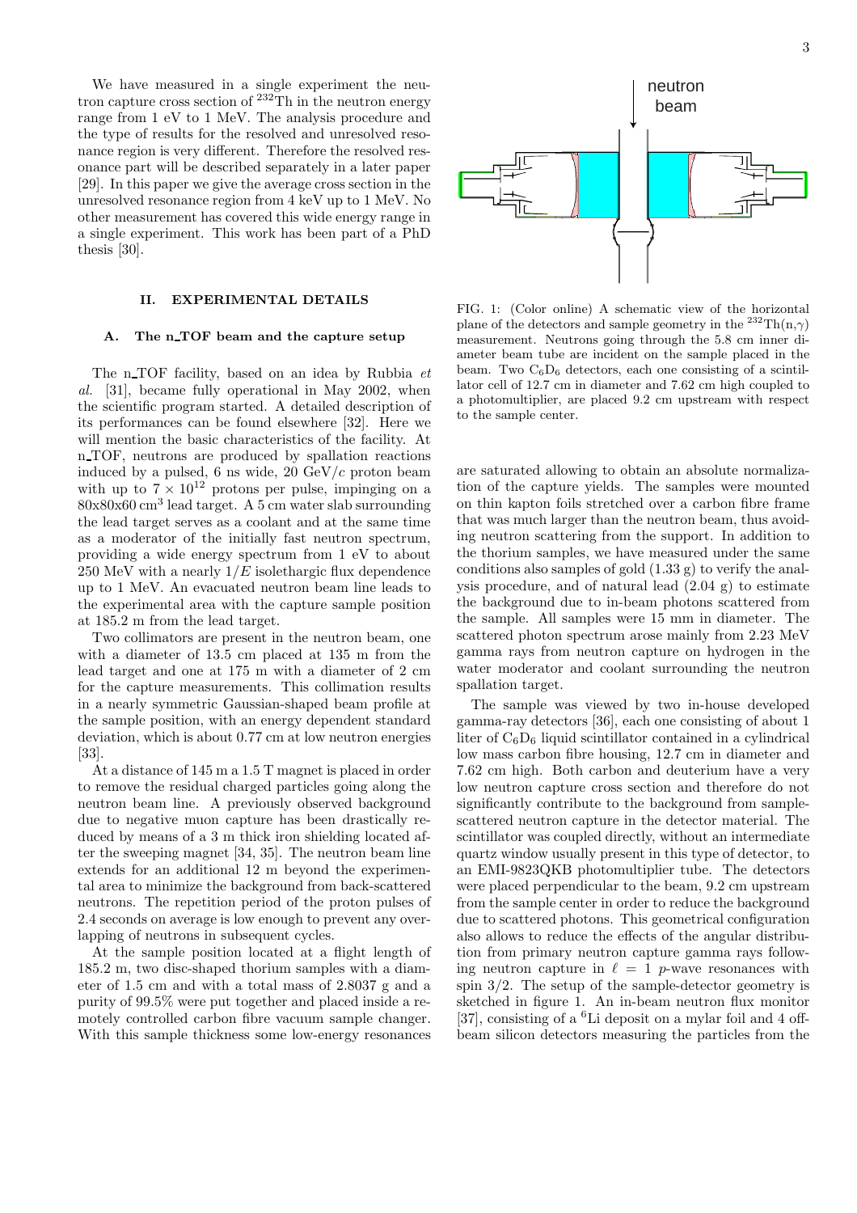We have measured in a single experiment the neutron capture cross section of $^{232}$Th in the neutron energy range from 1 eV to 1 MeV. The analysis procedure and the type of results for the resolved and unresolved resonance region is very different. Therefore the resolved resonance part will be described separately in a later paper [29]. In this paper we give the average cross section in the unresolved resonance region from 4 keV up to 1 MeV. No other measurement has covered this wide energy range in a single experiment. This work has been part of a PhD thesis [30].

## II. EXPERIMENTAL DETAILS

### A. The n_TOF beam and the capture setup

The n_TOF facility, based on an idea by Rubbia *et al.* [31], became fully operational in May 2002, when the scientific program started. A detailed description of its performances can be found elsewhere [32]. Here we will mention the basic characteristics of the facility. At n_TOF, neutrons are produced by spallation reactions induced by a pulsed, 6 ns wide, 20 GeV/$c$ proton beam with up to $7 \times 10^{12}$ protons per pulse, impinging on a 80x80x60 cm$^3$ lead target. A 5 cm water slab surrounding the lead target serves as a coolant and at the same time as a moderator of the initially fast neutron spectrum, providing a wide energy spectrum from 1 eV to about 250 MeV with a nearly $1/E$ isolethargic flux dependence up to 1 MeV. An evacuated neutron beam line leads to the experimental area with the capture sample position at 185.2 m from the lead target.

Two collimators are present in the neutron beam, one with a diameter of 13.5 cm placed at 135 m from the lead target and one at 175 m with a diameter of 2 cm for the capture measurements. This collimation results in a nearly symmetric Gaussian-shaped beam profile at the sample position, with an energy dependent standard deviation, which is about 0.77 cm at low neutron energies [33].

At a distance of 145 m a 1.5 T magnet is placed in order to remove the residual charged particles going along the neutron beam line. A previously observed background due to negative muon capture has been drastically reduced by means of a 3 m thick iron shielding located after the sweeping magnet [34, 35]. The neutron beam line extends for an additional 12 m beyond the experimental area to minimize the background from back-scattered neutrons. The repetition period of the proton pulses of 2.4 seconds on average is low enough to prevent any overlapping of neutrons in subsequent cycles.

At the sample position located at a flight length of 185.2 m, two disc-shaped thorium samples with a diameter of 1.5 cm and with a total mass of 2.8037 g and a purity of 99.5% were put together and placed inside a remotely controlled carbon fibre vacuum sample changer. With this sample thickness some low-energy resonances are saturated allowing to obtain an absolute normalization of the capture yields. The samples were mounted on thin kapton foils stretched over a carbon fibre frame that was much larger than the neutron beam, thus avoiding neutron scattering from the support. In addition to the thorium samples, we have measured under the same conditions also samples of gold (1.33 g) to verify the analysis procedure, and of natural lead (2.04 g) to estimate the background due to in-beam photons scattered from the sample. All samples were 15 mm in diameter. The scattered photon spectrum arose mainly from 2.23 MeV gamma rays from neutron capture on hydrogen in the water moderator and coolant surrounding the neutron spallation target.

FIG. 1: (Color online) A schematic view of the horizontal plane of the detectors and sample geometry in the $^{232}$Th(n,$\gamma$) measurement. Neutrons going through the 5.8 cm inner diameter beam tube are incident on the sample placed in the beam. Two $C_6D_6$ detectors, each one consisting of a scintillator cell of 12.7 cm in diameter and 7.62 cm high coupled to a photomultiplier, are placed 9.2 cm upstream with respect to the sample center.

The sample was viewed by two in-house developed gamma-ray detectors [36], each one consisting of about 1 liter of $C_6D_6$ liquid scintillator contained in a cylindrical low mass carbon fibre housing, 12.7 cm in diameter and 7.62 cm high. Both carbon and deuterium have a very low neutron capture cross section and therefore do not significantly contribute to the background from sample-scattered neutron capture in the detector material. The scintillator was coupled directly, without an intermediate quartz window usually present in this type of detector, to an EMI-9823QKB photomultiplier tube. The detectors were placed perpendicular to the beam, 9.2 cm upstream from the sample center in order to reduce the background due to scattered photons. This geometrical configuration also allows to reduce the effects of the angular distribution from primary neutron capture gamma rays following neutron capture in $\ell = 1$ $p$-wave resonances with spin 3/2. The setup of the sample-detector geometry is sketched in figure 1. An in-beam neutron flux monitor [37], consisting of a $^6$Li deposit on a mylar foil and 4 off-beam silicon detectors measuring the particles from the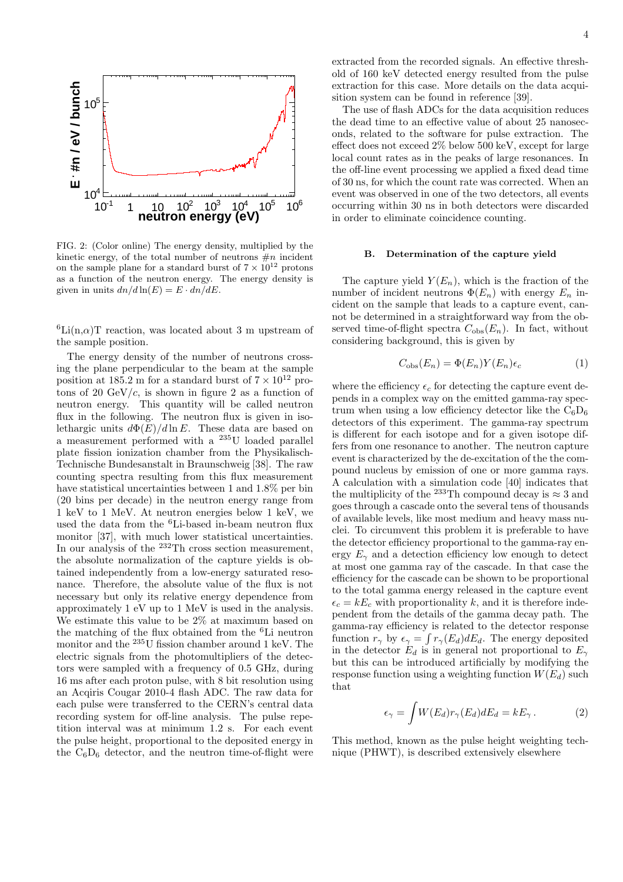FIG. 2: (Color online) The energy density, multiplied by the kinetic energy, of the total number of neutrons $\#n$ incident on the sample plane for a standard burst of $7 \times 10^{12}$ protons as a function of the neutron energy. The energy density is given in units $dn/d\ln(E) = E \cdot dn/dE$.

$^{6}$Li(n,$\alpha$)T reaction, was located about 3 m upstream of the sample position.

The energy density of the number of neutrons crossing the plane perpendicular to the beam at the sample position at 185.2 m for a standard burst of $7 \times 10^{12}$ protons of 20 GeV/$c$, is shown in figure 2 as a function of neutron energy. This quantity will be called neutron flux in the following. The neutron flux is given in isolethargic units $d\Phi(E)/d\ln E$. These data are based on a measurement performed with a $^{235}$U loaded parallel plate fission ionization chamber from the Physikalisch-Technische Bundesanstalt in Braunschweig [38]. The raw counting spectra resulting from this flux measurement have statistical uncertainties between 1 and 1.8% per bin (20 bins per decade) in the neutron energy range from 1 keV to 1 MeV. At neutron energies below 1 keV, we used the data from the $^{6}$Li-based in-beam neutron flux monitor [37], with much lower statistical uncertainties. In our analysis of the $^{232}$Th cross section measurement, the absolute normalization of the capture yields is obtained independently from a low-energy saturated resonance. Therefore, the absolute value of the flux is not necessary but only its relative energy dependence from approximately 1 eV up to 1 MeV is used in the analysis. We estimate this value to be 2% at maximum based on the matching of the flux obtained from the $^{6}$Li neutron monitor and the $^{235}$U fission chamber around 1 keV. The electric signals from the photomultipliers of the detectors were sampled with a frequency of 0.5 GHz, during 16 ms after each proton pulse, with 8 bit resolution using an Acqiris Cougar 2010-4 flash ADC. The raw data for each pulse were transferred to the CERN's central data recording system for off-line analysis. The pulse repetition interval was at minimum 1.2 s. For each event the pulse height, proportional to the deposited energy in the $C_6D_6$ detector, and the neutron time-of-flight were extracted from the recorded signals. An effective threshold of 160 keV detected energy resulted from the pulse extraction for this case. More details on the data acquisition system can be found in reference [39].

The use of flash ADCs for the data acquisition reduces the dead time to an effective value of about 25 nanoseconds, related to the software for pulse extraction. The effect does not exceed 2% below 500 keV, except for large local count rates as in the peaks of large resonances. In the off-line event processing we applied a fixed dead time of 30 ns, for which the count rate was corrected. When an event was observed in one of the two detectors, all events occurring within 30 ns in both detectors were discarded in order to eliminate coincidence counting.

### B. Determination of the capture yield

The capture yield $Y(E_n)$, which is the fraction of the number of incident neutrons $\Phi(E_n)$ with energy $E_n$ incident on the sample that leads to a capture event, cannot be determined in a straightforward way from the observed time-of-flight spectra $C_{\rm obs}(E_n)$. In fact, without considering background, this is given by

$$C_{\rm obs}(E_n) = \Phi(E_n) Y(E_n) \epsilon_c \tag{1}$$

where the efficiency $\epsilon_c$ for detecting the capture event depends in a complex way on the emitted gamma-ray spectrum when using a low efficiency detector like the $C_6D_6$ detectors of this experiment. The gamma-ray spectrum is different for each isotope and for a given isotope differs from one resonance to another. The neutron capture event is characterized by the de-excitation of the the compound nucleus by emission of one or more gamma rays. A calculation with a simulation code [40] indicates that the multiplicity of the $^{233}$Th compound decay is $\approx 3$ and goes through a cascade onto the several tens of thousands of available levels, like most medium and heavy mass nuclei. To circumvent this problem it is preferable to have the detector efficiency proportional to the gamma-ray energy $E_\gamma$ and a detection efficiency low enough to detect at most one gamma ray of the cascade. In that case the efficiency for the cascade can be shown to be proportional to the total gamma energy released in the capture event $\epsilon_c = kE_c$ with proportionality $k$, and it is therefore independent from the details of the gamma decay path. The gamma-ray efficiency is related to the detector response function $r_\gamma$ by $\epsilon_\gamma = \int r_\gamma(E_d) dE_d$. The energy deposited in the detector $E_d$ is in general not proportional to $E_\gamma$ but this can be introduced artificially by modifying the response function using a weighting function $W(E_d)$ such that

$$\epsilon_\gamma = \int W(E_d) r_\gamma(E_d) dE_d = kE_\gamma \,. \tag{2}$$

This method, known as the pulse height weighting technique (PHWT), is described extensively elsewhere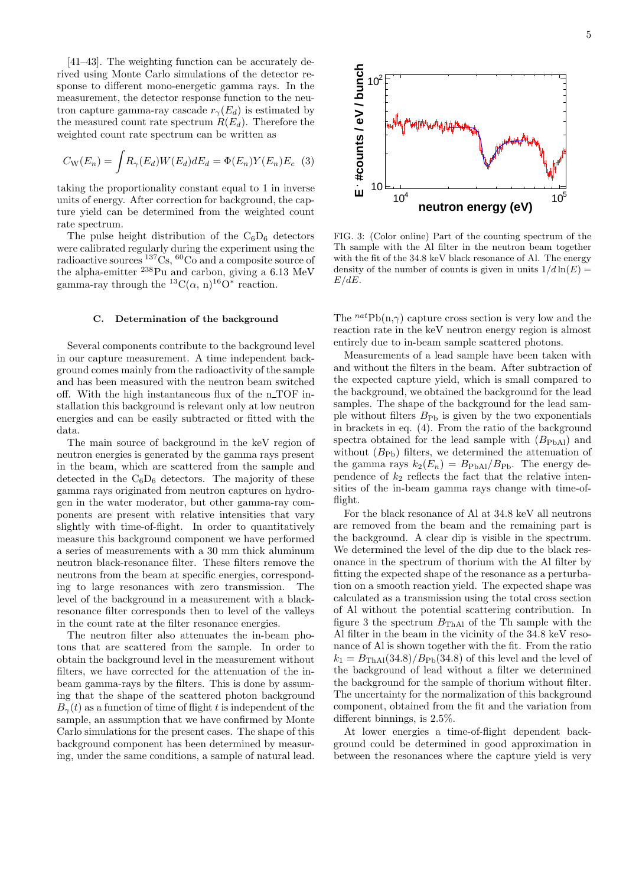[41–43]. The weighting function can be accurately derived using Monte Carlo simulations of the detector response to different mono-energetic gamma rays. In the measurement, the detector response function to the neutron capture gamma-ray cascade $r_\gamma(E_d)$ is estimated by the measured count rate spectrum $R(E_d)$. Therefore the weighted count rate spectrum can be written as

$$C_W(E_n) = \int R_\gamma(E_d)W(E_d)dE_d = \Phi(E_n)Y(E_n)E_c \quad (3)$$

taking the proportionality constant equal to 1 in inverse units of energy. After correction for background, the capture yield can be determined from the weighted count rate spectrum.

The pulse height distribution of the $C_6D_6$ detectors were calibrated regularly during the experiment using the radioactive sources $^{137}$Cs, $^{60}$Co and a composite source of the alpha-emitter $^{238}$Pu and carbon, giving a 6.13 MeV gamma-ray through the $^{13}$C($\alpha$, n)$^{16}$O$^*$ reaction.

### C. Determination of the background

Several components contribute to the background level in our capture measurement. A time independent background comes mainly from the radioactivity of the sample and has been measured with the neutron beam switched off. With the high instantaneous flux of the n_TOF installation this background is relevant only at low neutron energies and can be easily subtracted or fitted with the data.

The main source of background in the keV region of neutron energies is generated by the gamma rays present in the beam, which are scattered from the sample and detected in the $C_6D_6$ detectors. The majority of these gamma rays originated from neutron captures on hydrogen in the water moderator, but other gamma-ray components are present with relative intensities that vary slightly with time-of-flight. In order to quantitatively measure this background component we have performed a series of measurements with a 30 mm thick aluminum neutron black-resonance filter. These filters remove the neutrons from the beam at specific energies, corresponding to large resonances with zero transmission. The level of the background in a measurement with a black-resonance filter corresponds then to level of the valleys in the count rate at the filter resonance energies.

The neutron filter also attenuates the in-beam photons that are scattered from the sample. In order to obtain the background level in the measurement without filters, we have corrected for the attenuation of the in-beam gamma-rays by the filters. This is done by assuming that the shape of the scattered photon background $B_\gamma(t)$ as a function of time of flight $t$ is independent of the sample, an assumption that we have confirmed by Monte Carlo simulations for the present cases. The shape of this background component has been determined by measuring, under the same conditions, a sample of natural lead.

FIG. 3: (Color online) Part of the counting spectrum of the Th sample with the Al filter in the neutron beam together with the fit of the 34.8 keV black resonance of Al. The energy density of the number of counts is given in units $1/d\ln(E) = E/dE$.

The $^{nat}$Pb(n,$\gamma$) capture cross section is very low and the reaction rate in the keV neutron energy region is almost entirely due to in-beam sample scattered photons.

Measurements of a lead sample have been taken with and without the filters in the beam. After subtraction of the expected capture yield, which is small compared to the background, we obtained the background for the lead samples. The shape of the background for the lead sample without filters $B_{\rm Pb}$ is given by the two exponentials in brackets in eq. (4). From the ratio of the background spectra obtained for the lead sample with ($B_{\rm PbAl}$) and without ($B_{\rm Pb}$) filters, we determined the attenuation of the gamma rays $k_2(E_n) = B_{\rm PbAl}/B_{\rm Pb}$. The energy dependence of $k_2$ reflects the fact that the relative intensities of the in-beam gamma rays change with time-of-flight.

For the black resonance of Al at 34.8 keV all neutrons are removed from the beam and the remaining part is the background. A clear dip is visible in the spectrum. We determined the level of the dip due to the black resonance in the spectrum of thorium with the Al filter by fitting the expected shape of the resonance as a perturbation on a smooth reaction yield. The expected shape was calculated as a transmission using the total cross section of Al without the potential scattering contribution. In figure 3 the spectrum $B_{\rm ThAl}$ of the Th sample with the Al filter in the beam in the vicinity of the 34.8 keV resonance of Al is shown together with the fit. From the ratio $k_1 = B_{\rm ThAl}(34.8)/B_{\rm Pb}(34.8)$ of this level and the level of the background of lead without a filter we determined the background for the sample of thorium without filter. The uncertainty for the normalization of this background component, obtained from the fit and the variation from different binnings, is 2.5%.

At lower energies a time-of-flight dependent background could be determined in good approximation in between the resonances where the capture yield is very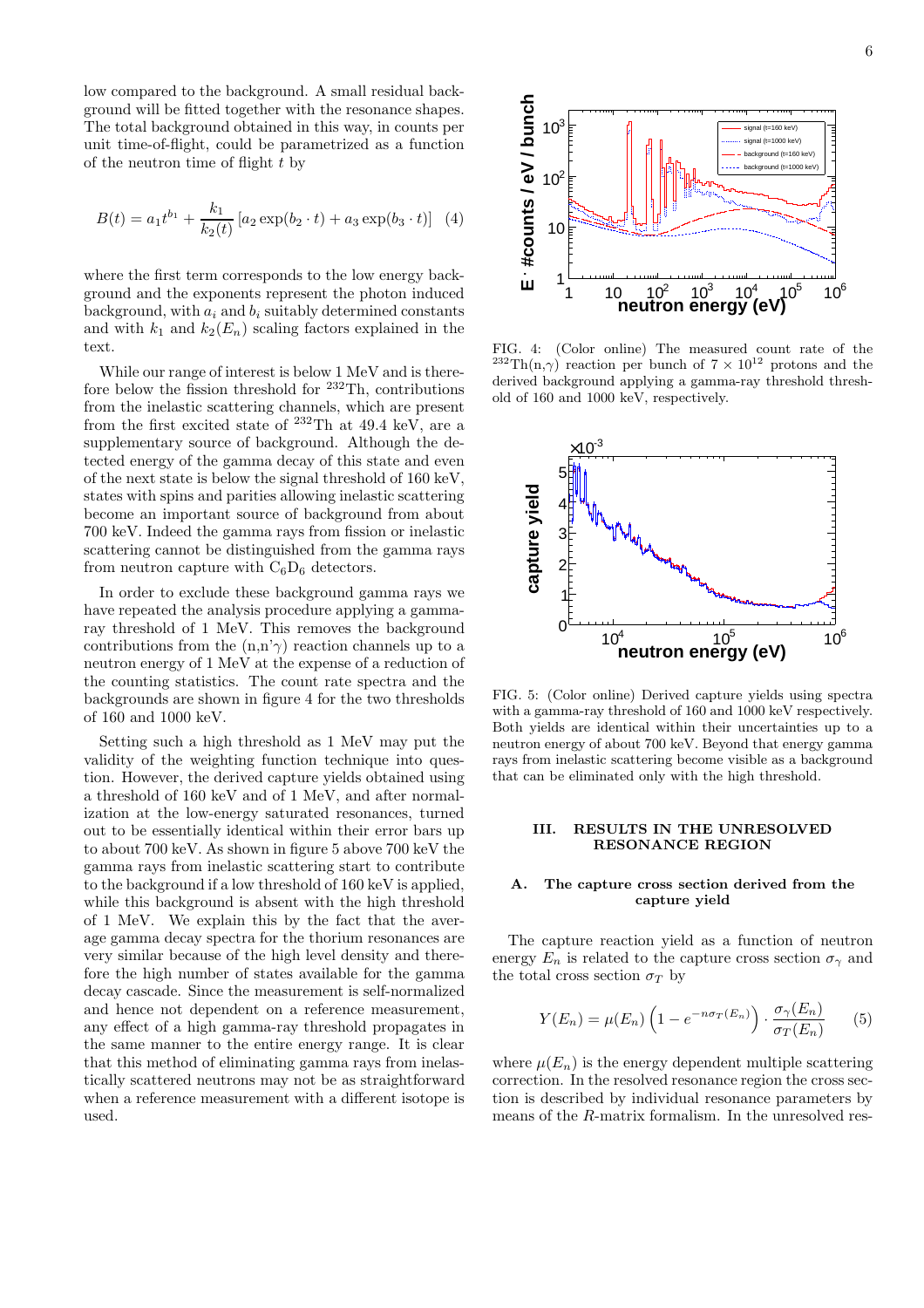low compared to the background. A small residual background will be fitted together with the resonance shapes. The total background obtained in this way, in counts per unit time-of-flight, could be parametrized as a function of the neutron time of flight $t$ by

$$B(t) = a_1 t^{b_1} + \frac{k_1}{k_2(t)} \left[a_2 \exp(b_2 \cdot t) + a_3 \exp(b_3 \cdot t)\right] \quad (4)$$

where the first term corresponds to the low energy background and the exponents represent the photon induced background, with $a_i$ and $b_i$ suitably determined constants and with $k_1$ and $k_2(E_n)$ scaling factors explained in the text.

While our range of interest is below 1 MeV and is therefore below the fission threshold for $^{232}$Th, contributions from the inelastic scattering channels, which are present from the first excited state of $^{232}$Th at 49.4 keV, are a supplementary source of background. Although the detected energy of the gamma decay of this state and even of the next state is below the signal threshold of 160 keV, states with spins and parities allowing inelastic scattering become an important source of background from about 700 keV. Indeed the gamma rays from fission or inelastic scattering cannot be distinguished from the gamma rays from neutron capture with $C_6D_6$ detectors.

In order to exclude these background gamma rays we have repeated the analysis procedure applying a gamma-ray threshold of 1 MeV. This removes the background contributions from the (n,n'$\gamma$) reaction channels up to a neutron energy of 1 MeV at the expense of a reduction of the counting statistics. The count rate spectra and the backgrounds are shown in figure 4 for the two thresholds of 160 and 1000 keV.

Setting such a high threshold as 1 MeV may put the validity of the weighting function technique into question. However, the derived capture yields obtained using a threshold of 160 keV and of 1 MeV, and after normalization at the low-energy saturated resonances, turned out to be essentially identical within their error bars up to about 700 keV. As shown in figure 5 above 700 keV the gamma rays from inelastic scattering start to contribute to the background if a low threshold of 160 keV is applied, while this background is absent with the high threshold of 1 MeV. We explain this by the fact that the average gamma decay spectra for the thorium resonances are very similar because of the high level density and therefore the high number of states available for the gamma decay cascade. Since the measurement is self-normalized and hence not dependent on a reference measurement, any effect of a high gamma-ray threshold propagates in the same manner to the entire energy range. It is clear that this method of eliminating gamma rays from inelastically scattered neutrons may not be as straightforward when a reference measurement with a different isotope is used.

FIG. 4: (Color online) The measured count rate of the $^{232}$Th(n,$\gamma$) reaction per bunch of $7 \times 10^{12}$ protons and the derived background applying a gamma-ray threshold threshold of 160 and 1000 keV, respectively.

FIG. 5: (Color online) Derived capture yields using spectra with a gamma-ray threshold of 160 and 1000 keV respectively. Both yields are identical within their uncertainties up to a neutron energy of about 700 keV. Beyond that energy gamma rays from inelastic scattering become visible as a background that can be eliminated only with the high threshold.

## III. RESULTS IN THE UNRESOLVED RESONANCE REGION

### A. The capture cross section derived from the capture yield

The capture reaction yield as a function of neutron energy $E_n$ is related to the capture cross section $\sigma_\gamma$ and the total cross section $\sigma_T$ by

$$Y(E_n) = \mu(E_n)\left(1 - e^{-n\sigma_T(E_n)}\right) \cdot \frac{\sigma_\gamma(E_n)}{\sigma_T(E_n)} \quad (5)$$

where $\mu(E_n)$ is the energy dependent multiple scattering correction. In the resolved resonance region the cross section is described by individual resonance parameters by means of the $R$-matrix formalism. In the unresolved res-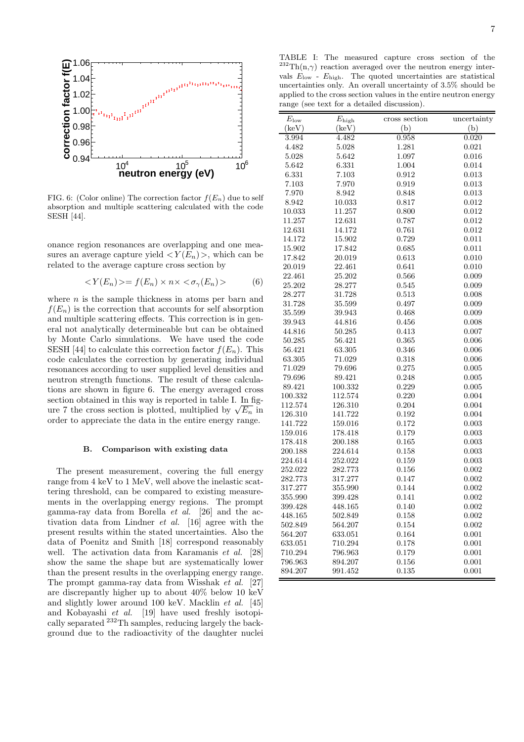FIG. 6: (Color online) The correction factor $f(E_n)$ due to self absorption and multiple scattering calculated with the code SESH [44].

onance region resonances are overlapping and one measures an average capture yield $<Y(E_n)>$, which can be related to the average capture cross section by

$$<Y(E_n)> = f(E_n) \times n \times <\sigma_\gamma(E_n)> \qquad (6)$$

where $n$ is the sample thickness in atoms per barn and $f(E_n)$ is the correction that accounts for self absorption and multiple scattering effects. This correction is in general not analytically determineable but can be obtained by Monte Carlo simulations. We have used the code SESH [44] to calculate this correction factor $f(E_n)$. This code calculates the correction by generating individual resonances according to user supplied level densities and neutron strength functions. The result of these calculations are shown in figure 6. The energy averaged cross section obtained in this way is reported in table I. In figure 7 the cross section is plotted, multiplied by $\sqrt{E_n}$ in order to appreciate the data in the entire energy range.

### B. Comparison with existing data

The present measurement, covering the full energy range from 4 keV to 1 MeV, well above the inelastic scattering threshold, can be compared to existing measurements in the overlapping energy regions. The prompt gamma-ray data from Borella *et al.* [26] and the activation data from Lindner *et al.* [16] agree with the present results within the stated uncertainties. Also the data of Poenitz and Smith [18] correspond reasonably well. The activation data from Karamanis *et al.* [28] show the same the shape but are systematically lower than the present results in the overlapping energy range. The prompt gamma-ray data from Wisshak *et al.* [27] are discrepantly higher up to about 40% below 10 keV and slightly lower around 100 keV. Macklin *et al.* [45] and Kobayashi *et al.* [19] have used freshly isotopically separated $^{232}$Th samples, reducing largely the background due to the radioactivity of the daughter nuclei

TABLE I: The measured capture cross section of the $^{232}$Th(n,$\gamma$) reaction averaged over the neutron energy intervals $E_{\rm low}$ - $E_{\rm high}$. The quoted uncertainties are statistical uncertainties only. An overall uncertainty of 3.5% should be applied to the cross section values in the entire neutron energy range (see text for a detailed discussion).

| $E_{\rm low}$ (keV) | $E_{\rm high}$ (keV) | cross section (b) | uncertainty (b) |
|---|---|---|---|
| 3.994 | 4.482 | 0.958 | 0.020 |
| 4.482 | 5.028 | 1.281 | 0.021 |
| 5.028 | 5.642 | 1.097 | 0.016 |
| 5.642 | 6.331 | 1.004 | 0.014 |
| 6.331 | 7.103 | 0.912 | 0.013 |
| 7.103 | 7.970 | 0.919 | 0.013 |
| 7.970 | 8.942 | 0.848 | 0.013 |
| 8.942 | 10.033 | 0.817 | 0.012 |
| 10.033 | 11.257 | 0.800 | 0.012 |
| 11.257 | 12.631 | 0.787 | 0.012 |
| 12.631 | 14.172 | 0.761 | 0.012 |
| 14.172 | 15.902 | 0.729 | 0.011 |
| 15.902 | 17.842 | 0.685 | 0.011 |
| 17.842 | 20.019 | 0.613 | 0.010 |
| 20.019 | 22.461 | 0.641 | 0.010 |
| 22.461 | 25.202 | 0.566 | 0.009 |
| 25.202 | 28.277 | 0.545 | 0.009 |
| 28.277 | 31.728 | 0.513 | 0.008 |
| 31.728 | 35.599 | 0.497 | 0.009 |
| 35.599 | 39.943 | 0.468 | 0.009 |
| 39.943 | 44.816 | 0.456 | 0.008 |
| 44.816 | 50.285 | 0.413 | 0.007 |
| 50.285 | 56.421 | 0.365 | 0.006 |
| 56.421 | 63.305 | 0.346 | 0.006 |
| 63.305 | 71.029 | 0.318 | 0.006 |
| 71.029 | 79.696 | 0.275 | 0.005 |
| 79.696 | 89.421 | 0.248 | 0.005 |
| 89.421 | 100.332 | 0.229 | 0.005 |
| 100.332 | 112.574 | 0.220 | 0.004 |
| 112.574 | 126.310 | 0.204 | 0.004 |
| 126.310 | 141.722 | 0.192 | 0.004 |
| 141.722 | 159.016 | 0.172 | 0.003 |
| 159.016 | 178.418 | 0.179 | 0.003 |
| 178.418 | 200.188 | 0.165 | 0.003 |
| 200.188 | 224.614 | 0.158 | 0.003 |
| 224.614 | 252.022 | 0.159 | 0.003 |
| 252.022 | 282.773 | 0.156 | 0.002 |
| 282.773 | 317.277 | 0.147 | 0.002 |
| 317.277 | 355.990 | 0.144 | 0.002 |
| 355.990 | 399.428 | 0.141 | 0.002 |
| 399.428 | 448.165 | 0.140 | 0.002 |
| 448.165 | 502.849 | 0.158 | 0.002 |
| 502.849 | 564.207 | 0.154 | 0.002 |
| 564.207 | 633.051 | 0.164 | 0.001 |
| 633.051 | 710.294 | 0.178 | 0.001 |
| 710.294 | 796.963 | 0.179 | 0.001 |
| 796.963 | 894.207 | 0.156 | 0.001 |
| 894.207 | 991.452 | 0.135 | 0.001 |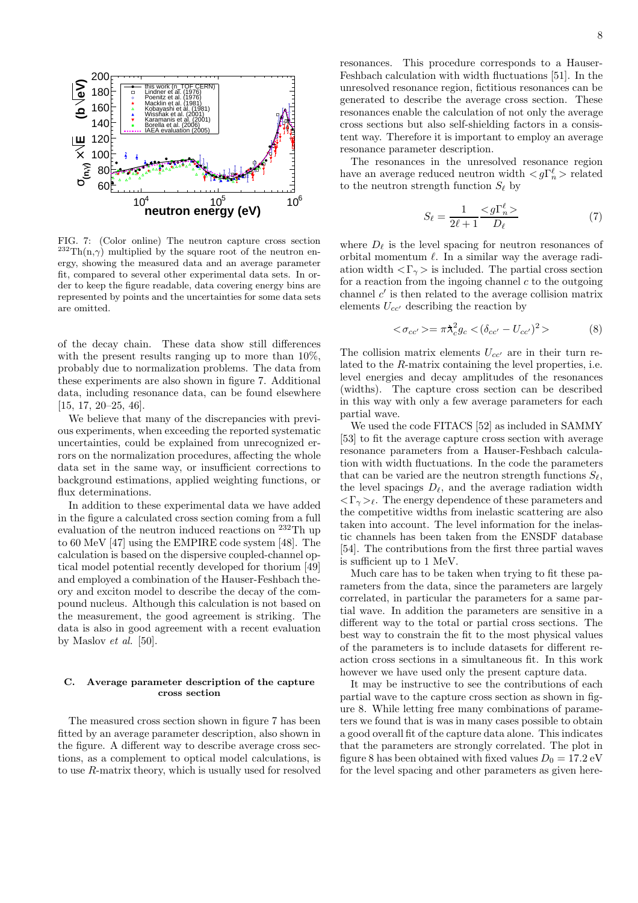FIG. 7: (Color online) The neutron capture cross section $^{232}$Th(n,$\gamma$) multiplied by the square root of the neutron energy, showing the measured data and an average parameter fit, compared to several other experimental data sets. In order to keep the figure readable, data covering energy bins are represented by points and the uncertainties for some data sets are omitted.

of the decay chain. These data show still differences with the present results ranging up to more than 10%, probably due to normalization problems. The data from these experiments are also shown in figure 7. Additional data, including resonance data, can be found elsewhere [15, 17, 20–25, 46].

We believe that many of the discrepancies with previous experiments, when exceeding the reported systematic uncertainties, could be explained from unrecognized errors on the normalization procedures, affecting the whole data set in the same way, or insufficient corrections to background estimations, applied weighting functions, or flux determinations.

In addition to these experimental data we have added in the figure a calculated cross section coming from a full evaluation of the neutron induced reactions on $^{232}$Th up to 60 MeV [47] using the EMPIRE code system [48]. The calculation is based on the dispersive coupled-channel optical model potential recently developed for thorium [49] and employed a combination of the Hauser-Feshbach theory and exciton model to describe the decay of the compound nucleus. Although this calculation is not based on the measurement, the good agreement is striking. The data is also in good agreement with a recent evaluation by Maslov *et al.* [50].

### C. Average parameter description of the capture cross section

The measured cross section shown in figure 7 has been fitted by an average parameter description, also shown in the figure. A different way to describe average cross sections, as a complement to optical model calculations, is to use $R$-matrix theory, which is usually used for resolved resonances. This procedure corresponds to a Hauser-Feshbach calculation with width fluctuations [51]. In the unresolved resonance region, fictitious resonances can be generated to describe the average cross section. These resonances enable the calculation of not only the average cross sections but also self-shielding factors in a consistent way. Therefore it is important to employ an average resonance parameter description.

The resonances in the unresolved resonance region have an average reduced neutron width $<g\Gamma_n^\ell>$ related to the neutron strength function $S_\ell$ by

$$S_\ell = \frac{1}{2\ell+1}\frac{<g\Gamma_n^\ell>}{D_\ell} \tag{7}$$

where $D_\ell$ is the level spacing for neutron resonances of orbital momentum $\ell$. In a similar way the average radiation width $<\Gamma_\gamma>$ is included. The partial cross section for a reaction from the ingoing channel $c$ to the outgoing channel $c'$ is then related to the average collision matrix elements $U_{cc'}$ describing the reaction by

$$<\sigma_{cc'}>= \pi\lambda\!\!\!^{-2}_c g_c <(\delta_{cc'} - U_{cc'})^2> \tag{8}$$

The collision matrix elements $U_{cc'}$ are in their turn related to the $R$-matrix containing the level properties, i.e. level energies and decay amplitudes of the resonances (widths). The capture cross section can be described in this way with only a few average parameters for each partial wave.

We used the code FITACS [52] as included in SAMMY [53] to fit the average capture cross section with average resonance parameters from a Hauser-Feshbach calculation with width fluctuations. In the code the parameters that can be varied are the neutron strength functions $S_\ell$, the level spacings $D_\ell$, and the average radiation width $<\Gamma_\gamma>_\ell$. The energy dependence of these parameters and the competitive widths from inelastic scattering are also taken into account. The level information for the inelastic channels has been taken from the ENSDF database [54]. The contributions from the first three partial waves is sufficient up to 1 MeV.

Much care has to be taken when trying to fit these parameters from the data, since the parameters are largely correlated, in particular the parameters for a same partial wave. In addition the parameters are sensitive in a different way to the total or partial cross sections. The best way to constrain the fit to the most physical values of the parameters is to include datasets for different reaction cross sections in a simultaneous fit. In this work however we have used only the present capture data.

It may be instructive to see the contributions of each partial wave to the capture cross section as shown in figure 8. While letting free many combinations of parameters we found that is was in many cases possible to obtain a good overall fit of the capture data alone. This indicates that the parameters are strongly correlated. The plot in figure 8 has been obtained with fixed values $D_0 = 17.2$ eV for the level spacing and other parameters as given here-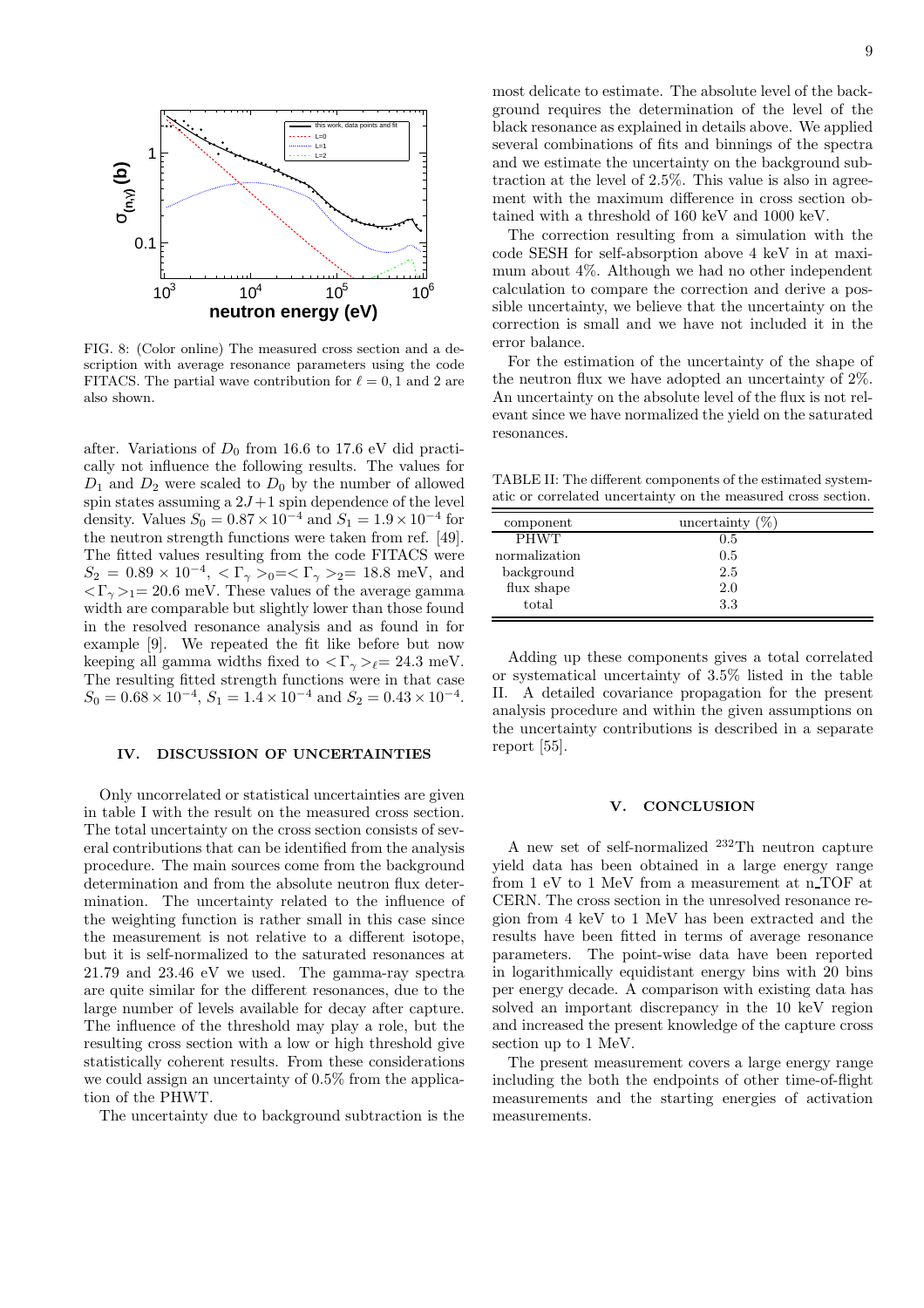FIG. 8: (Color online) The measured cross section and a description with average resonance parameters using the code FITACS. The partial wave contribution for $\ell = 0, 1$ and 2 are also shown.

after. Variations of $D_0$ from 16.6 to 17.6 eV did practically not influence the following results. The values for $D_1$ and $D_2$ were scaled to $D_0$ by the number of allowed spin states assuming a $2J+1$ spin dependence of the level density. Values $S_0 = 0.87 \times 10^{-4}$ and $S_1 = 1.9 \times 10^{-4}$ for the neutron strength functions were taken from ref. [49]. The fitted values resulting from the code FITACS were $S_2 = 0.89 \times 10^{-4}$, $<\Gamma_\gamma>_0 = <\Gamma_\gamma>_2 = 18.8$ meV, and $<\Gamma_\gamma>_1 = 20.6$ meV. These values of the average gamma width are comparable but slightly lower than those found in the resolved resonance analysis and as found in for example [9]. We repeated the fit like before but now keeping all gamma widths fixed to $<\Gamma_\gamma>_\ell = 24.3$ meV. The resulting fitted strength functions were in that case $S_0 = 0.68 \times 10^{-4}$, $S_1 = 1.4 \times 10^{-4}$ and $S_2 = 0.43 \times 10^{-4}$.

## IV. DISCUSSION OF UNCERTAINTIES

Only uncorrelated or statistical uncertainties are given in table I with the result on the measured cross section. The total uncertainty on the cross section consists of several contributions that can be identified from the analysis procedure. The main sources come from the background determination and from the absolute neutron flux determination. The uncertainty related to the influence of the weighting function is rather small in this case since the measurement is not relative to a different isotope, but it is self-normalized to the saturated resonances at 21.79 and 23.46 eV we used. The gamma-ray spectra are quite similar for the different resonances, due to the large number of levels available for decay after capture. The influence of the threshold may play a role, but the resulting cross section with a low or high threshold give statistically coherent results. From these considerations we could assign an uncertainty of 0.5% from the application of the PHWT.

The uncertainty due to background subtraction is the most delicate to estimate. The absolute level of the background requires the determination of the level of the black resonance as explained in details above. We applied several combinations of fits and binnings of the spectra and we estimate the uncertainty on the background subtraction at the level of 2.5%. This value is also in agreement with the maximum difference in cross section obtained with a threshold of 160 keV and 1000 keV.

The correction resulting from a simulation with the code SESH for self-absorption above 4 keV in at maximum about 4%. Although we had no other independent calculation to compare the correction and derive a possible uncertainty, we believe that the uncertainty on the correction is small and we have not included it in the error balance.

For the estimation of the uncertainty of the shape of the neutron flux we have adopted an uncertainty of 2%. An uncertainty on the absolute level of the flux is not relevant since we have normalized the yield on the saturated resonances.

TABLE II: The different components of the estimated systematic or correlated uncertainty on the measured cross section.

| component | uncertainty (%) |
|---|---|
| PHWT | 0.5 |
| normalization | 0.5 |
| background | 2.5 |
| flux shape | 2.0 |
| total | 3.3 |

Adding up these components gives a total correlated or systematical uncertainty of 3.5% listed in the table II. A detailed covariance propagation for the present analysis procedure and within the given assumptions on the uncertainty contributions is described in a separate report [55].

## V. CONCLUSION

A new set of self-normalized $^{232}$Th neutron capture yield data has been obtained in a large energy range from 1 eV to 1 MeV from a measurement at n_TOF at CERN. The cross section in the unresolved resonance region from 4 keV to 1 MeV has been extracted and the results have been fitted in terms of average resonance parameters. The point-wise data have been reported in logarithmically equidistant energy bins with 20 bins per energy decade. A comparison with existing data has solved an important discrepancy in the 10 keV region and increased the present knowledge of the capture cross section up to 1 MeV.

The present measurement covers a large energy range including the both the endpoints of other time-of-flight measurements and the starting energies of activation measurements.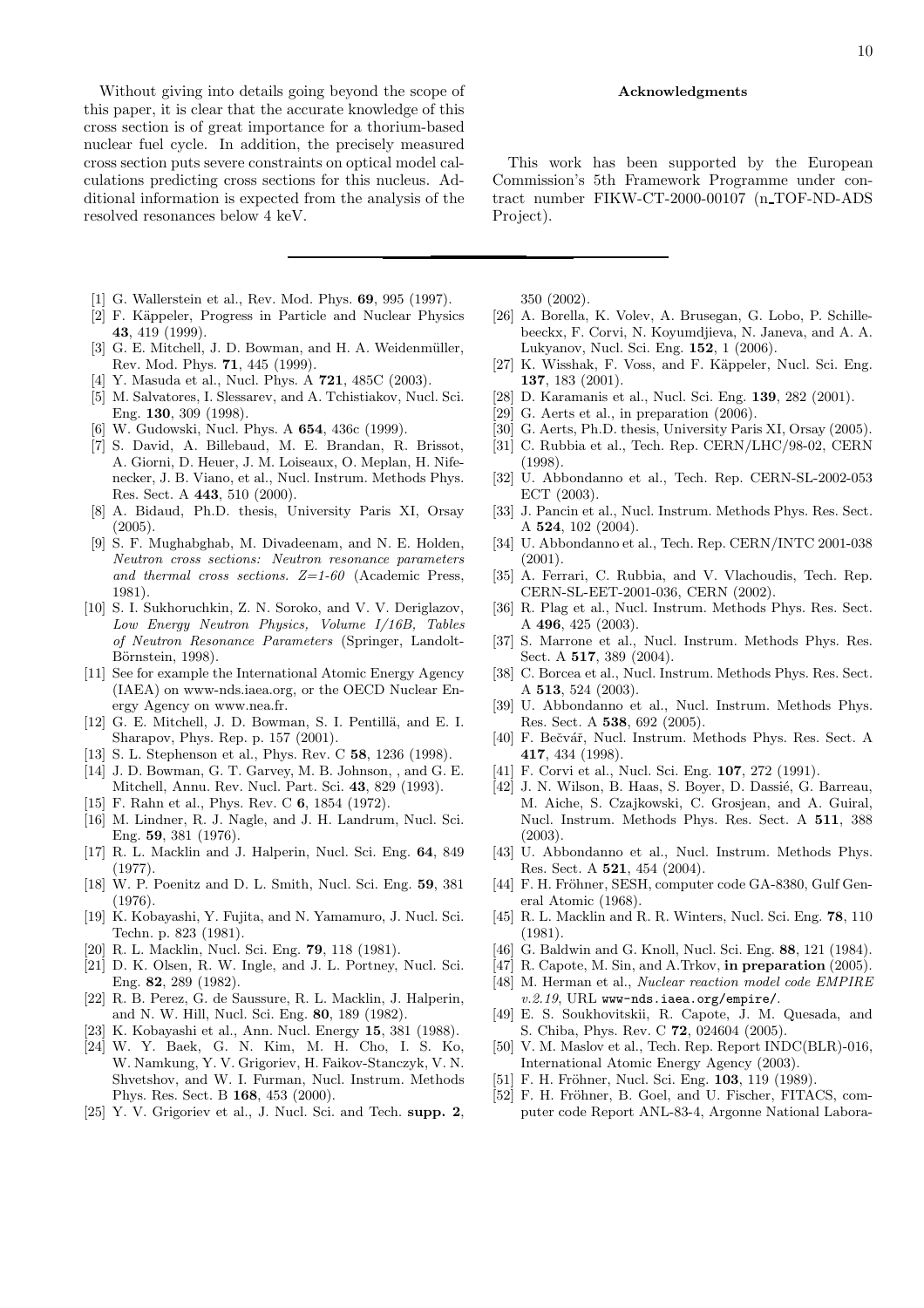Without giving into details going beyond the scope of this paper, it is clear that the accurate knowledge of this cross section is of great importance for a thorium-based nuclear fuel cycle. In addition, the precisely measured cross section puts severe constraints on optical model calculations predicting cross sections for this nucleus. Additional information is expected from the analysis of the resolved resonances below 4 keV.

## Acknowledgments

This work has been supported by the European Commission's 5th Framework Programme under contract number FIKW-CT-2000-00107 (n_TOF-ND-ADS Project).

---

[1] G. Wallerstein et al., Rev. Mod. Phys. **69**, 995 (1997).

[2] F. Käppeler, Progress in Particle and Nuclear Physics **43**, 419 (1999).

[3] G. E. Mitchell, J. D. Bowman, and H. A. Weidenmüller, Rev. Mod. Phys. **71**, 445 (1999).

[4] Y. Masuda et al., Nucl. Phys. A **721**, 485C (2003).

[5] M. Salvatores, I. Slessarev, and A. Tchistiakov, Nucl. Sci. Eng. **130**, 309 (1998).

[6] W. Gudowski, Nucl. Phys. A **654**, 436c (1999).

[7] S. David, A. Billebaud, M. E. Brandan, R. Brissot, A. Giorni, D. Heuer, J. M. Loiseaux, O. Meplan, H. Nifenecker, J. B. Viano, et al., Nucl. Instrum. Methods Phys. Res. Sect. A **443**, 510 (2000).

[8] A. Bidaud, Ph.D. thesis, University Paris XI, Orsay (2005).

[9] S. F. Mughabghab, M. Divadeenam, and N. E. Holden, *Neutron cross sections: Neutron resonance parameters and thermal cross sections. Z=1-60* (Academic Press, 1981).

[10] S. I. Sukhoruchkin, Z. N. Soroko, and V. V. Deriglazov, *Low Energy Neutron Physics, Volume I/16B, Tables of Neutron Resonance Parameters* (Springer, Landolt-Börnstein, 1998).

[11] See for example the International Atomic Energy Agency (IAEA) on www-nds.iaea.org, or the OECD Nuclear Energy Agency on www.nea.fr.

[12] G. E. Mitchell, J. D. Bowman, S. I. Pentillä, and E. I. Sharapov, Phys. Rep. p. 157 (2001).

[13] S. L. Stephenson et al., Phys. Rev. C **58**, 1236 (1998).

[14] J. D. Bowman, G. T. Garvey, M. B. Johnson, , and G. E. Mitchell, Annu. Rev. Nucl. Part. Sci. **43**, 829 (1993).

[15] F. Rahn et al., Phys. Rev. C **6**, 1854 (1972).

[16] M. Lindner, R. J. Nagle, and J. H. Landrum, Nucl. Sci. Eng. **59**, 381 (1976).

[17] R. L. Macklin and J. Halperin, Nucl. Sci. Eng. **64**, 849 (1977).

[18] W. P. Poenitz and D. L. Smith, Nucl. Sci. Eng. **59**, 381 (1976).

[19] K. Kobayashi, Y. Fujita, and N. Yamamuro, J. Nucl. Sci. Techn. p. 823 (1981).

[20] R. L. Macklin, Nucl. Sci. Eng. **79**, 118 (1981).

[21] D. K. Olsen, R. W. Ingle, and J. L. Portney, Nucl. Sci. Eng. **82**, 289 (1982).

[22] R. B. Perez, G. de Saussure, R. L. Macklin, J. Halperin, and N. W. Hill, Nucl. Sci. Eng. **80**, 189 (1982).

[23] K. Kobayashi et al., Ann. Nucl. Energy **15**, 381 (1988).

[24] W. Y. Baek, G. N. Kim, M. H. Cho, I. S. Ko, W. Namkung, Y. V. Grigoriev, H. Faikov-Stanczyk, V. N. Shvetshov, and W. I. Furman, Nucl. Instrum. Methods Phys. Res. Sect. B **168**, 453 (2000).

[25] Y. V. Grigoriev et al., J. Nucl. Sci. and Tech. **supp. 2**, 350 (2002).

[26] A. Borella, K. Volev, A. Brusegan, G. Lobo, P. Schillebeeckx, F. Corvi, N. Koyumdjieva, N. Janeva, and A. A. Lukyanov, Nucl. Sci. Eng. **152**, 1 (2006).

[27] K. Wisshak, F. Voss, and F. Käppeler, Nucl. Sci. Eng. **137**, 183 (2001).

[28] D. Karamanis et al., Nucl. Sci. Eng. **139**, 282 (2001).

[29] G. Aerts et al., in preparation (2006).

[30] G. Aerts, Ph.D. thesis, University Paris XI, Orsay (2005).

[31] C. Rubbia et al., Tech. Rep. CERN/LHC/98-02, CERN (1998).

[32] U. Abbondanno et al., Tech. Rep. CERN-SL-2002-053 ECT (2003).

[33] J. Pancin et al., Nucl. Instrum. Methods Phys. Res. Sect. A **524**, 102 (2004).

[34] U. Abbondanno et al., Tech. Rep. CERN/INTC 2001-038 (2001).

[35] A. Ferrari, C. Rubbia, and V. Vlachoudis, Tech. Rep. CERN-SL-EET-2001-036, CERN (2002).

[36] R. Plag et al., Nucl. Instrum. Methods Phys. Res. Sect. A **496**, 425 (2003).

[37] S. Marrone et al., Nucl. Instrum. Methods Phys. Res. Sect. A **517**, 389 (2004).

[38] C. Borcea et al., Nucl. Instrum. Methods Phys. Res. Sect. A **513**, 524 (2003).

[39] U. Abbondanno et al., Nucl. Instrum. Methods Phys. Res. Sect. A **538**, 692 (2005).

[40] F. Bečvář, Nucl. Instrum. Methods Phys. Res. Sect. A **417**, 434 (1998).

[41] F. Corvi et al., Nucl. Sci. Eng. **107**, 272 (1991).

[42] J. N. Wilson, B. Haas, S. Boyer, D. Dassié, G. Barreau, M. Aiche, S. Czajkowski, C. Grosjean, and A. Guiral, Nucl. Instrum. Methods Phys. Res. Sect. A **511**, 388 (2003).

[43] U. Abbondanno et al., Nucl. Instrum. Methods Phys. Res. Sect. A **521**, 454 (2004).

[44] F. H. Fröhner, SESH, computer code GA-8380, Gulf General Atomic (1968).

[45] R. L. Macklin and R. R. Winters, Nucl. Sci. Eng. **78**, 110 (1981).

[46] G. Baldwin and G. Knoll, Nucl. Sci. Eng. **88**, 121 (1984).

[47] R. Capote, M. Sin, and A.Trkov, **in preparation** (2005).

[48] M. Herman et al., *Nuclear reaction model code EMPIRE v.2.19*, URL `www-nds.iaea.org/empire/`.

[49] E. S. Soukhovitskii, R. Capote, J. M. Quesada, and S. Chiba, Phys. Rev. C **72**, 024604 (2005).

[50] V. M. Maslov et al., Tech. Rep. Report INDC(BLR)-016, International Atomic Energy Agency (2003).

[51] F. H. Fröhner, Nucl. Sci. Eng. **103**, 119 (1989).

[52] F. H. Fröhner, B. Goel, and U. Fischer, FITACS, computer code Report ANL-83-4, Argonne National Labora-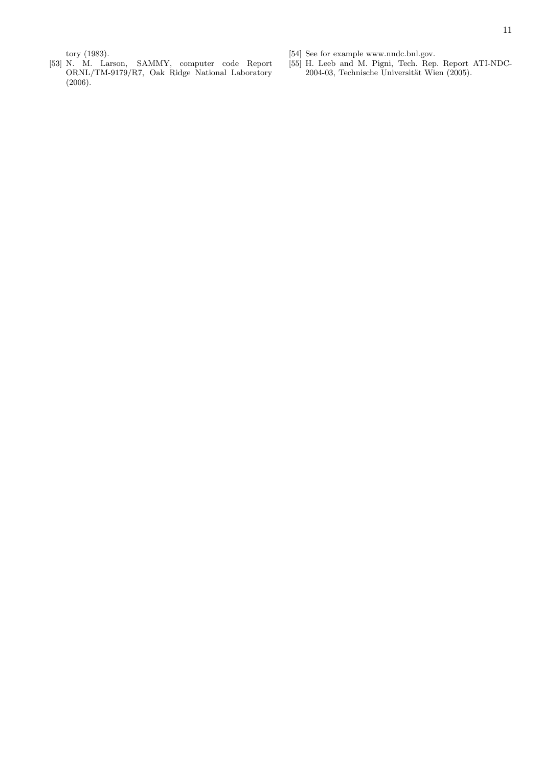tory (1983).

[53] N. M. Larson, SAMMY, computer code Report ORNL/TM-9179/R7, Oak Ridge National Laboratory (2006).

[54] See for example www.nndc.bnl.gov.

[55] H. Leeb and M. Pigni, Tech. Rep. Report ATI-NDC-2004-03, Technische Universität Wien (2005).